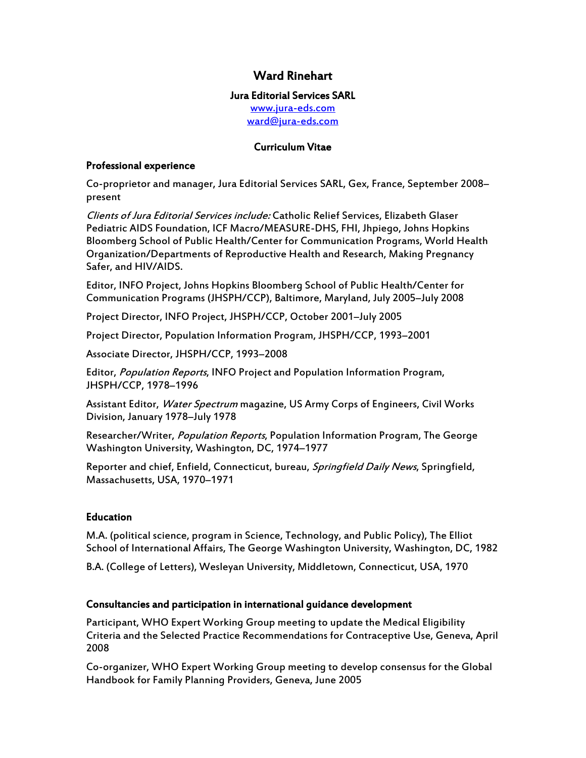# Ward Rinehart

**Jura Editorial Services SARL**

www.jura-eds.com

ward@jura-eds.com

## Curriculum Vitae

### Professional experience

Co-proprietor and manager, Jura Editorial Services SARL, Gex, France, September 2008–present

*Clients of Jura Editorial Services include:* Catholic Relief Services, Elizabeth Glaser Pediatric AIDS Foundation, ICF Macro/MEASURE-DHS, FHI, Jhpiego, Johns Hopkins Bloomberg School of Public Health/Center for Communication Programs, World Health Organization/Departments of Reproductive Health and Research, Making Pregnancy Safer, and HIV/AIDS.

Editor, INFO Project, Johns Hopkins Bloomberg School of Public Health/Center for Communication Programs (JHSPH/CCP), Baltimore, Maryland, July 2005–July 2008

Project Director, INFO Project, JHSPH/CCP, October 2001–July 2005

Project Director, Population Information Program, JHSPH/CCP, 1993–2001

Associate Director, JHSPH/CCP, 1993–2008

Editor, *Population Reports*, INFO Project and Population Information Program, JHSPH/CCP, 1978–1996

Assistant Editor, *Water Spectrum* magazine, US Army Corps of Engineers, Civil Works Division, January 1978–July 1978

Researcher/Writer, *Population Reports*, Population Information Program, The George Washington University, Washington, DC, 1974–1977

Reporter and chief, Enfield, Connecticut, bureau, *Springfield Daily News*, Springfield, Massachusetts, USA, 1970–1971

### Education

M.A. (political science, program in Science, Technology, and Public Policy), The Elliot School of International Affairs, The George Washington University, Washington, DC, 1982

B.A. (College of Letters), Wesleyan University, Middletown, Connecticut, USA, 1970

### Consultancies and participation in international guidance development

Participant, WHO Expert Working Group meeting to update the Medical Eligibility Criteria and the Selected Practice Recommendations for Contraceptive Use, Geneva, April 2008

Co-organizer, WHO Expert Working Group meeting to develop consensus for the Global Handbook for Family Planning Providers, Geneva, June 2005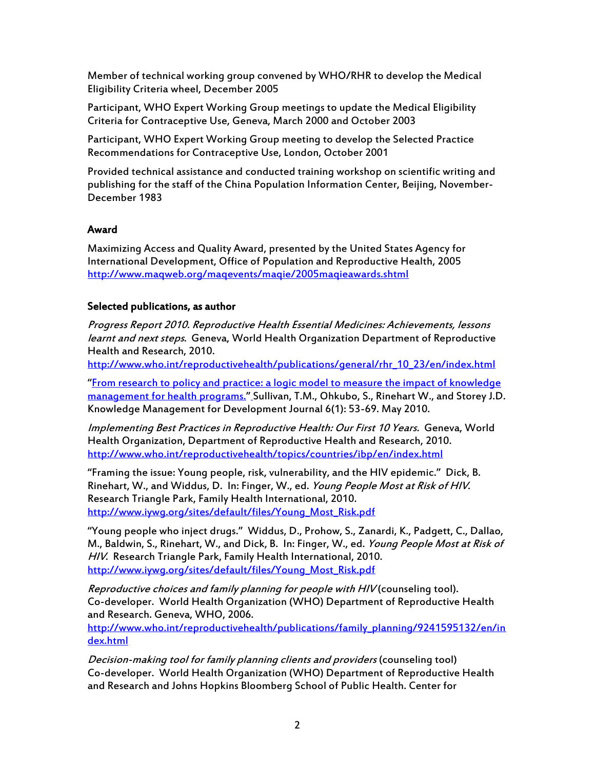Member of technical working group convened by WHO/RHR to develop the Medical Eligibility Criteria wheel, December 2005

Participant, WHO Expert Working Group meetings to update the Medical Eligibility Criteria for Contraceptive Use, Geneva, March 2000 and October 2003

Participant, WHO Expert Working Group meeting to develop the Selected Practice Recommendations for Contraceptive Use, London, October 2001

Provided technical assistance and conducted training workshop on scientific writing and publishing for the staff of the China Population Information Center, Beijing, November-December 1983

## Award

Maximizing Access and Quality Award, presented by the United States Agency for International Development, Office of Population and Reproductive Health, 2005
http://www.maqweb.org/maqevents/maqie/2005maqieawards.shtml

## Selected publications, as author

*Progress Report 2010. Reproductive Health Essential Medicines: Achievements, lessons learnt and next steps*. Geneva, World Health Organization Department of Reproductive Health and Research, 2010.
http://www.who.int/reproductivehealth/publications/general/rhr_10_23/en/index.html

"From research to policy and practice: a logic model to measure the impact of knowledge management for health programs." Sullivan, T.M., Ohkubo, S., Rinehart W., and Storey J.D. Knowledge Management for Development Journal 6(1): 53-69. May 2010.

*Implementing Best Practices in Reproductive Health: Our First 10 Years.* Geneva, World Health Organization, Department of Reproductive Health and Research, 2010.
http://www.who.int/reproductivehealth/topics/countries/ibp/en/index.html

"Framing the issue: Young people, risk, vulnerability, and the HIV epidemic." Dick, B. Rinehart, W., and Widdus, D. In: Finger, W., ed. *Young People Most at Risk of HIV*. Research Triangle Park, Family Health International, 2010.
http://www.iywg.org/sites/default/files/Young_Most_Risk.pdf

"Young people who inject drugs." Widdus, D., Prohow, S., Zanardi, K., Padgett, C., Dallao, M., Baldwin, S., Rinehart, W., and Dick, B. In: Finger, W., ed. *Young People Most at Risk of HIV*. Research Triangle Park, Family Health International, 2010.
http://www.iywg.org/sites/default/files/Young_Most_Risk.pdf

*Reproductive choices and family planning for people with HIV* (counseling tool). Co-developer. World Health Organization (WHO) Department of Reproductive Health and Research. Geneva, WHO, 2006.
http://www.who.int/reproductivehealth/publications/family_planning/9241595132/en/index.html

*Decision-making tool for family planning clients and providers* (counseling tool) Co-developer. World Health Organization (WHO) Department of Reproductive Health and Research and Johns Hopkins Bloomberg School of Public Health. Center for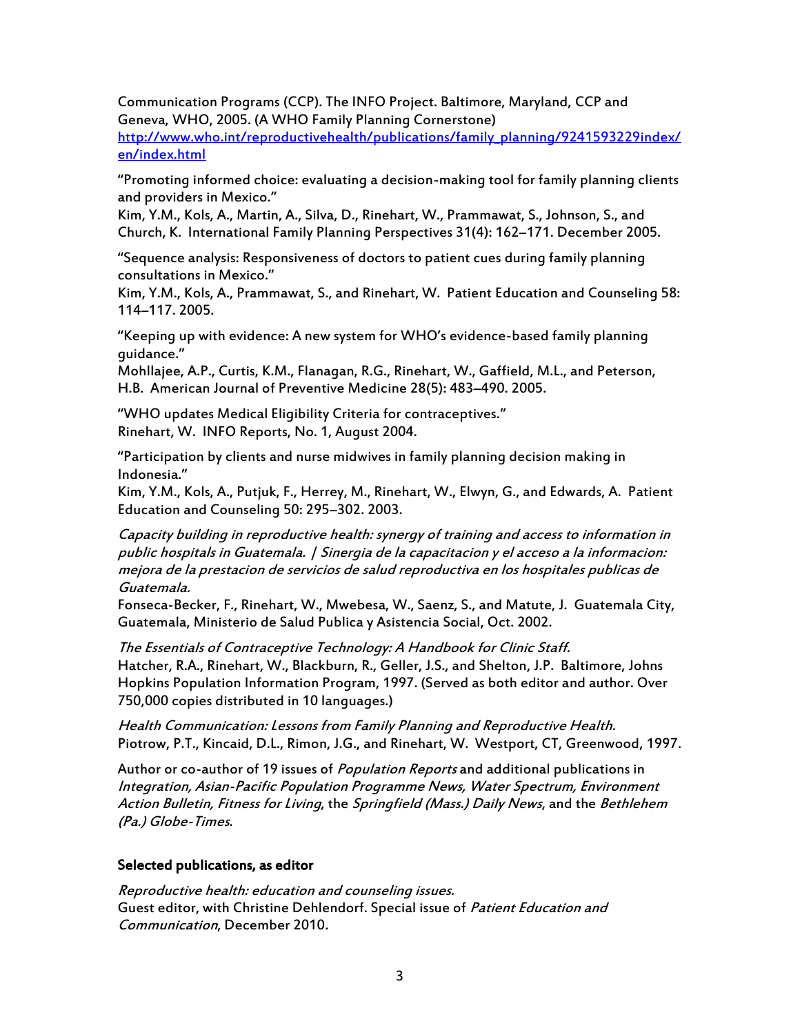Communication Programs (CCP). The INFO Project. Baltimore, Maryland, CCP and Geneva, WHO, 2005. (A WHO Family Planning Cornerstone)
[http://www.who.int/reproductivehealth/publications/family_planning/9241593229index/en/index.html](http://www.who.int/reproductivehealth/publications/family_planning/9241593229index/en/index.html)

"Promoting informed choice: evaluating a decision-making tool for family planning clients and providers in Mexico."
Kim, Y.M., Kols, A., Martin, A., Silva, D., Rinehart, W., Prammawat, S., Johnson, S., and Church, K. International Family Planning Perspectives 31(4): 162–171. December 2005.

"Sequence analysis: Responsiveness of doctors to patient cues during family planning consultations in Mexico."
Kim, Y.M., Kols, A., Prammawat, S., and Rinehart, W. Patient Education and Counseling 58: 114–117. 2005.

"Keeping up with evidence: A new system for WHO's evidence-based family planning guidance."
Mohllajee, A.P., Curtis, K.M., Flanagan, R.G., Rinehart, W., Gaffield, M.L., and Peterson, H.B. American Journal of Preventive Medicine 28(5): 483–490. 2005.

"WHO updates Medical Eligibility Criteria for contraceptives."
Rinehart, W. INFO Reports, No. 1, August 2004.

"Participation by clients and nurse midwives in family planning decision making in Indonesia."
Kim, Y.M., Kols, A., Putjuk, F., Herrey, M., Rinehart, W., Elwyn, G., and Edwards, A. Patient Education and Counseling 50: 295–302. 2003.

*Capacity building in reproductive health: synergy of training and access to information in public hospitals in Guatemala. | Sinergia de la capacitacion y el acceso a la informacion: mejora de la prestacion de servicios de salud reproductiva en los hospitales publicas de Guatemala.*
Fonseca-Becker, F., Rinehart, W., Mwebesa, W., Saenz, S., and Matute, J. Guatemala City, Guatemala, Ministerio de Salud Publica y Asistencia Social, Oct. 2002.

*The Essentials of Contraceptive Technology: A Handbook for Clinic Staff.*
Hatcher, R.A., Rinehart, W., Blackburn, R., Geller, J.S., and Shelton, J.P. Baltimore, Johns Hopkins Population Information Program, 1997. (Served as both editor and author. Over 750,000 copies distributed in 10 languages.)

*Health Communication: Lessons from Family Planning and Reproductive Health.*
Piotrow, P.T., Kincaid, D.L., Rimon, J.G., and Rinehart, W. Westport, CT, Greenwood, 1997.

Author or co-author of 19 issues of *Population Reports* and additional publications in *Integration, Asian-Pacific Population Programme News, Water Spectrum, Environment Action Bulletin, Fitness for Living*, the *Springfield (Mass.) Daily News*, and the *Bethlehem (Pa.) Globe-Times*.

**Selected publications, as editor**

*Reproductive health: education and counseling issues.*
Guest editor, with Christine Dehlendorf. Special issue of *Patient Education and Communication*, December 2010.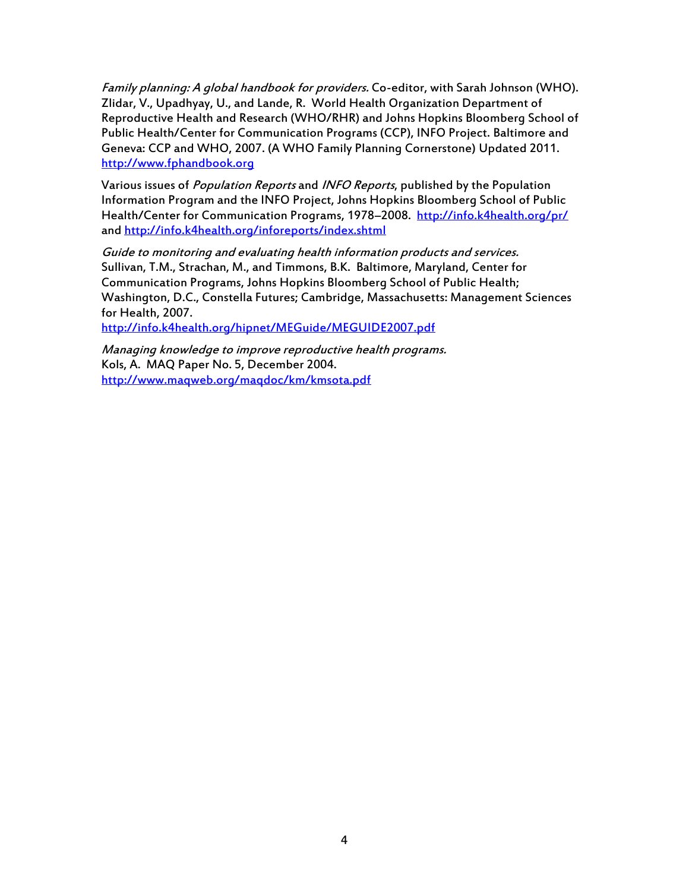*Family planning: A global handbook for providers.* Co-editor, with Sarah Johnson (WHO). Zlidar, V., Upadhyay, U., and Lande, R. World Health Organization Department of Reproductive Health and Research (WHO/RHR) and Johns Hopkins Bloomberg School of Public Health/Center for Communication Programs (CCP), INFO Project. Baltimore and Geneva: CCP and WHO, 2007. (A WHO Family Planning Cornerstone) Updated 2011. http://www.fphandbook.org

Various issues of *Population Reports* and *INFO Reports*, published by the Population Information Program and the INFO Project, Johns Hopkins Bloomberg School of Public Health/Center for Communication Programs, 1978–2008. http://info.k4health.org/pr/ and http://info.k4health.org/inforeports/index.shtml

*Guide to monitoring and evaluating health information products and services.* Sullivan, T.M., Strachan, M., and Timmons, B.K. Baltimore, Maryland, Center for Communication Programs, Johns Hopkins Bloomberg School of Public Health; Washington, D.C., Constella Futures; Cambridge, Massachusetts: Management Sciences for Health, 2007.
http://info.k4health.org/hipnet/MEGuide/MEGUIDE2007.pdf

*Managing knowledge to improve reproductive health programs.*
Kols, A. MAQ Paper No. 5, December 2004.
http://www.maqweb.org/maqdoc/km/kmsota.pdf